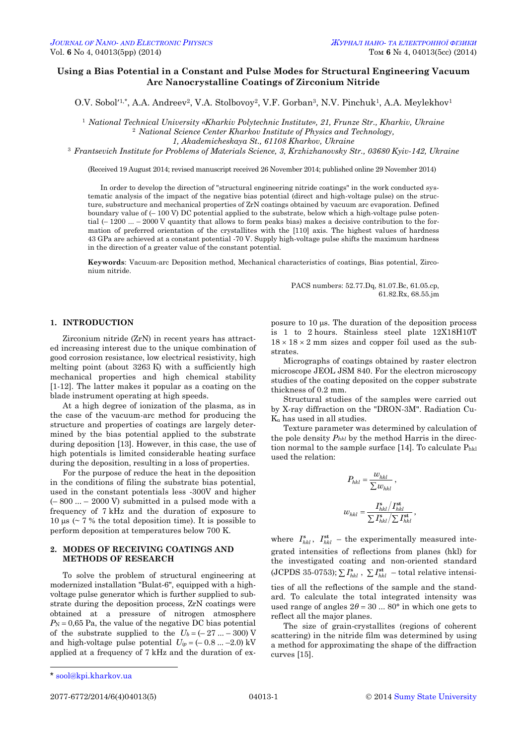# Using a Bias Potential in a Constant and Pulse Modes for Structural Engineering Vacuum Arc Nanocrystalline Coatings of Zirconium Nitride

O.V. Sobol'[1,*], A.A. Andreev[2], V.A. Stolbovoy[2], V.F. Gorban[3], N.V. Pinchuk[1], A.A. Meylekhov[1]

[1] *National Technical University «Kharkiv Polytechnic Institute», 21, Frunze Str., Kharkiv, Ukraine*
[2] *National Science Center Kharkov Institute of Physics and Technology, 1, Akademicheskaya St., 61108 Kharkov, Ukraine*
[3] *Frantsevich Institute for Problems of Materials Science, 3, Krzhizhanovsky Str., 03680 Kyiv-142, Ukraine*

(Received 19 August 2014; revised manuscript received 26 November 2014; published online 29 November 2014)

In order to develop the direction of "structural engineering nitride coatings" in the work conducted systematic analysis of the impact of the negative bias potential (direct and high-voltage pulse) on the structure, substructure and mechanical properties of ZrN coatings obtained by vacuum arc evaporation. Defined boundary value of (– 100 V) DC potential applied to the substrate, below which a high-voltage pulse potential (– 1200 ... – 2000 V quantity that allows to form peaks bias) makes a decisive contribution to the formation of preferred orientation of the crystallites with the [110] axis. The highest values of hardness 43 GPa are achieved at a constant potential -70 V. Supply high-voltage pulse shifts the maximum hardness in the direction of a greater value of the constant potential.

**Keywords**: Vacuum-arc Deposition method, Mechanical characteristics of coatings, Bias potential, Zirconium nitride.

PACS numbers: 52.77.Dq, 81.07.Bc, 61.05.cp, 61.82.Rx, 68.55.jm

## 1. INTRODUCTION

Zirconium nitride (ZrN) in recent years has attracted increasing interest due to the unique combination of good corrosion resistance, low electrical resistivity, high melting point (about 3263 K) with a sufficiently high mechanical properties and high chemical stability [1-12]. The latter makes it popular as a coating on the blade instrument operating at high speeds.

At a high degree of ionization of the plasma, as in the case of the vacuum-arc method for producing the structure and properties of coatings are largely determined by the bias potential applied to the substrate during deposition [13]. However, in this case, the use of high potentials is limited considerable heating surface during the deposition, resulting in a loss of properties.

For the purpose of reduce the heat in the deposition in the conditions of filing the substrate bias potential, used in the constant potentials less -300V and higher (– 800 ... – 2000 V) submitted in a pulsed mode with a frequency of 7 kHz and the duration of exposure to 10 μs (~ 7 % the total deposition time). It is possible to perform deposition at temperatures below 700 K.

## 2. MODES OF RECEIVING COATINGS AND METHODS OF RESEARCH

To solve the problem of structural engineering at modernized installation "Bulat-6", equipped with a high-voltage pulse generator which is further supplied to substrate during the deposition process, ZrN coatings were obtained at a pressure of nitrogen atmosphere $P_N = 0{,}65$ Pa, the value of the negative DC bias potential of the substrate supplied to the $U_b = (– 27 ... – 300)$ V and high-voltage pulse potential $U_{ip} = (– 0.8 ... –2.0)$ kV applied at a frequency of 7 kHz and the duration of exposure to 10 μs. The duration of the deposition process is 1 to 2 hours. Stainless steel plate 12X18H10T $18 \times 18 \times 2$ mm sizes and copper foil used as the substrates.

Micrographs of coatings obtained by raster electron microscope JEOL JSM 840. For the electron microscopy studies of the coating deposited on the copper substrate thickness of 0.2 mm.

Structural studies of the samples were carried out by X-ray diffraction on the "DRON-3M". Radiation Cu-$K_\alpha$ has used in all studies.

Texture parameter was determined by calculation of the pole density $P_{hkl}$ by the method Harris in the direction normal to the sample surface [14]. To calculate $P_{hkl}$ used the relation:

$$P_{hkl} = \frac{w_{hkl}}{\sum w_{hkl}},$$

$$w_{hkl} = \frac{I^{s}_{hkl}/I^{st}_{hkl}}{\sum I^{s}_{hkl}/\sum I^{st}_{hkl}},$$

where $I^{s}_{hkl}$, $I^{st}_{hkl}$ – the experimentally measured integrated intensities of reflections from planes (hkl) for the investigated coating and non-oriented standard (JCPDS 35-0753); $\sum I^{s}_{hkl}$, $\sum I^{st}_{hkl}$ – total relative intensities of all the reflections of the sample and the standard. To calculate the total integrated intensity was used range of angles $2\theta = 30 ... 80°$ in which one gets to reflect all the major planes.

The size of grain-crystallites (regions of coherent scattering) in the nitride film was determined by using a method for approximating the shape of the diffraction curves [15].

* sool@kpi.kharkov.ua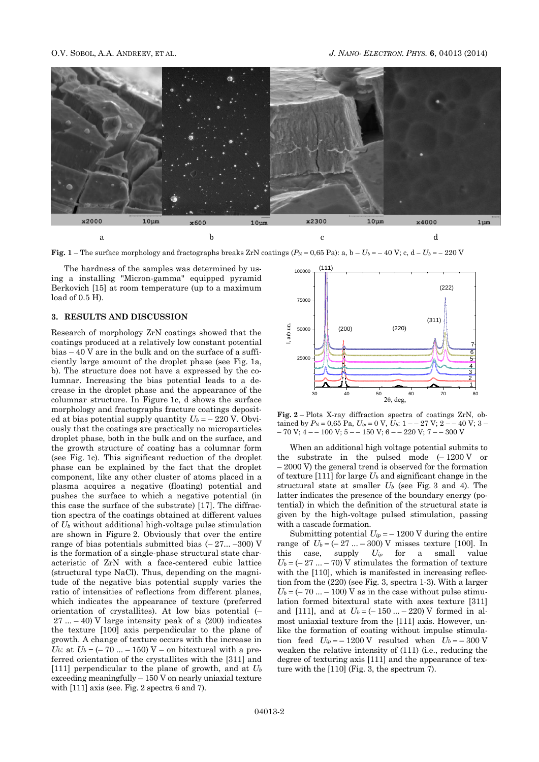**Fig. 1** – The surface morphology and fractographs breaks ZrN coatings ($P_N$ = 0,65 Pa): a, b – $U_b$ = – 40 V; c, d – $U_b$ = – 220 V

The hardness of the samples was determined by using a installing "Micron-gamma" equipped pyramid Berkovich [15] at room temperature (up to a maximum load of 0.5 H).

## 3. RESULTS AND DISCUSSION

Research of morphology ZrN coatings showed that the coatings produced at a relatively low constant potential bias – 40 V are in the bulk and on the surface of a sufficiently large amount of the droplet phase (see Fig. 1a, b). The structure does not have a expressed by the columnar. Increasing the bias potential leads to a decrease in the droplet phase and the appearance of the columnar structure. In Figure 1c, d shows the surface morphology and fractographs fracture coatings deposited at bias potential supply quantity $U_b$ = – 220 V. Obviously that the coatings are practically no microparticles droplet phase, both in the bulk and on the surface, and the growth structure of coating has a columnar form (see Fig. 1c). This significant reduction of the droplet phase can be explained by the fact that the droplet component, like any other cluster of atoms placed in a plasma acquires a negative (floating) potential and pushes the surface to which a negative potential (in this case the surface of the substrate) [17]. The diffraction spectra of the coatings obtained at different values of $U_b$ without additional high-voltage pulse stimulation are shown in Figure 2. Obviously that over the entire range of bias potentials submitted bias (– 27... –300) V is the formation of a single-phase structural state characteristic of ZrN with a face-centered cubic lattice (structural type NaCl). Thus, depending on the magnitude of the negative bias potential supply varies the ratio of intensities of reflections from different planes, which indicates the appearance of texture (preferred orientation of crystallites). At low bias potential (– 27 ... – 40) V large intensity peak of a (200) indicates the texture [100] axis perpendicular to the plane of growth. A change of texture occurs with the increase in $U_b$: at $U_b$ = (– 70 ... – 150) V – on bitextural with a preferred orientation of the crystallites with the [311] and [111] perpendicular to the plane of growth, and at $U_b$ exceeding meaningfully – 150 V on nearly uniaxial texture with [111] axis (see. Fig. 2 spectra 6 and 7).

**Fig. 2** – Plots X-ray diffraction spectra of coatings ZrN, obtained by $P_N$ = 0,65 Pa, $U_{ip}$ = 0 V, $U_b$: 1 – – 27 V; 2 – – 40 V; 3 – – 70 V; 4 – – 100 V; 5 – – 150 V; 6 – – 220 V; 7 – – 300 V

When an additional high voltage potential submits to the substrate in the pulsed mode (– 1200 V or – 2000 V) the general trend is observed for the formation of texture [111] for large $U_b$ and significant change in the structural state at smaller $U_b$ (see Fig. 3 and 4). The latter indicates the presence of the boundary energy (potential) in which the definition of the structural state is given by the high-voltage pulsed stimulation, passing with a cascade formation.

Submitting potential $U_{ip}$ = – 1200 V during the entire range of $U_b$ = (– 27 ... – 300) V misses texture [100]. In this case, supply $U_{ip}$ for a small value $U_b$ = (– 27 ... – 70) V stimulates the formation of texture with the [110], which is manifested in increasing reflection from the (220) (see Fig. 3, spectra 1-3). With a larger $U_b$ = (– 70 ... – 100) V as in the case without pulse stimulation formed bitextural state with axes texture [311] and [111], and at $U_b$ = (– 150 ... – 220) V formed in almost uniaxial texture from the [111] axis. However, unlike the formation of coating without impulse stimulation feed $U_{ip}$ = – 1200 V resulted when $U_b$ = – 300 V weaken the relative intensity of (111) (i.e., reducing the degree of texturing axis [111] and the appearance of texture with the [110] (Fig. 3, the spectrum 7).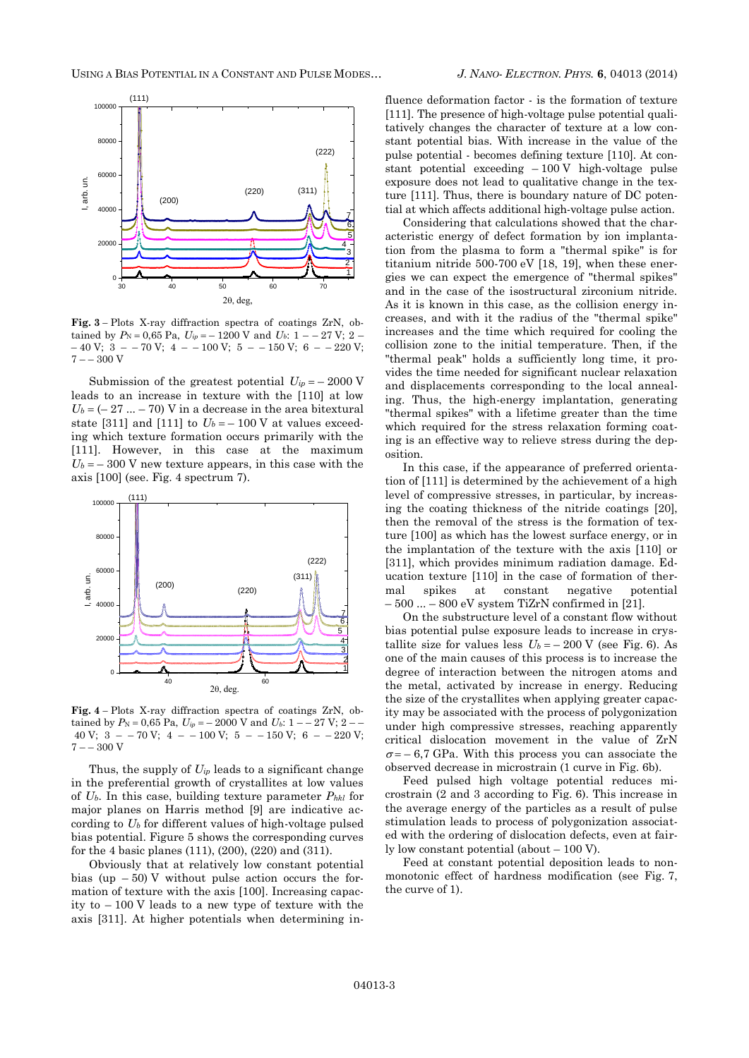**Fig. 3** – Plots X-ray diffraction spectra of coatings ZrN, obtained by $P_N = 0{,}65$ Pa, $U_{ip} = -1200$ V and $U_b$: 1 – – 27 V; 2 – – 40 V; 3 – – 70 V; 4 – – 100 V; 5 – – 150 V; 6 – – 220 V; 7 – – 300 V

Submission of the greatest potential $U_{ip} = -2000$ V leads to an increase in texture with the [110] at low $U_b = (-27 \ldots -70)$ V in a decrease in the area bitextural state [311] and [111] to $U_b = -100$ V at values exceeding which texture formation occurs primarily with the [111]. However, in this case at the maximum $U_b = -300$ V new texture appears, in this case with the axis [100] (see. Fig. 4 spectrum 7).

**Fig. 4** – Plots X-ray diffraction spectra of coatings ZrN, obtained by $P_N = 0{,}65$ Pa, $U_{ip} = -2000$ V and $U_b$: 1 – – 27 V; 2 – – 40 V; 3 – – 70 V; 4 – – 100 V; 5 – – 150 V; 6 – – 220 V; 7 – – 300 V

Thus, the supply of $U_{ip}$ leads to a significant change in the preferential growth of crystallites at low values of $U_b$. In this case, building texture parameter $P_{hkl}$ for major planes on Harris method [9] are indicative according to $U_b$ for different values of high-voltage pulsed bias potential. Figure 5 shows the corresponding curves for the 4 basic planes (111), (200), (220) and (311).

Obviously that at relatively low constant potential bias (up – 50) V without pulse action occurs the formation of texture with the axis [100]. Increasing capacity to – 100 V leads to a new type of texture with the axis [311]. At higher potentials when determining influence deformation factor - is the formation of texture [111]. The presence of high-voltage pulse potential qualitatively changes the character of texture at a low constant potential bias. With increase in the value of the pulse potential - becomes defining texture [110]. At constant potential exceeding – 100 V high-voltage pulse exposure does not lead to qualitative change in the texture [111]. Thus, there is boundary nature of DC potential at which affects additional high-voltage pulse action.

Considering that calculations showed that the characteristic energy of defect formation by ion implantation from the plasma to form a "thermal spike" is for titanium nitride 500-700 eV [18, 19], when these energies we can expect the emergence of "thermal spikes" and in the case of the isostructural zirconium nitride. As it is known in this case, as the collision energy increases, and with it the radius of the "thermal spike" increases and the time which required for cooling the collision zone to the initial temperature. Then, if the "thermal peak" holds a sufficiently long time, it provides the time needed for significant nuclear relaxation and displacements corresponding to the local annealing. Thus, the high-energy implantation, generating "thermal spikes" with a lifetime greater than the time which required for the stress relaxation forming coating is an effective way to relieve stress during the deposition.

In this case, if the appearance of preferred orientation of [111] is determined by the achievement of a high level of compressive stresses, in particular, by increasing the coating thickness of the nitride coatings [20], then the removal of the stress is the formation of texture [100] as which has the lowest surface energy, or in the implantation of the texture with the axis [110] or [311], which provides minimum radiation damage. Education texture [110] in the case of formation of thermal spikes at constant negative potential – 500 ... – 800 eV system TiZrN confirmed in [21].

On the substructure level of a constant flow without bias potential pulse exposure leads to increase in crystallite size for values less $U_b = -200$ V (see Fig. 6). As one of the main causes of this process is to increase the degree of interaction between the nitrogen atoms and the metal, activated by increase in energy. Reducing the size of the crystallites when applying greater capacity may be associated with the process of polygonization under high compressive stresses, reaching apparently critical dislocation movement in the value of ZrN $\sigma = -6{,}7$ GPa. With this process you can associate the observed decrease in microstrain (1 curve in Fig. 6b).

Feed pulsed high voltage potential reduces microstrain (2 and 3 according to Fig. 6). This increase in the average energy of the particles as a result of pulse stimulation leads to process of polygonization associated with the ordering of dislocation defects, even at fairly low constant potential (about – 100 V).

Feed at constant potential deposition leads to non-monotonic effect of hardness modification (see Fig. 7, the curve of 1).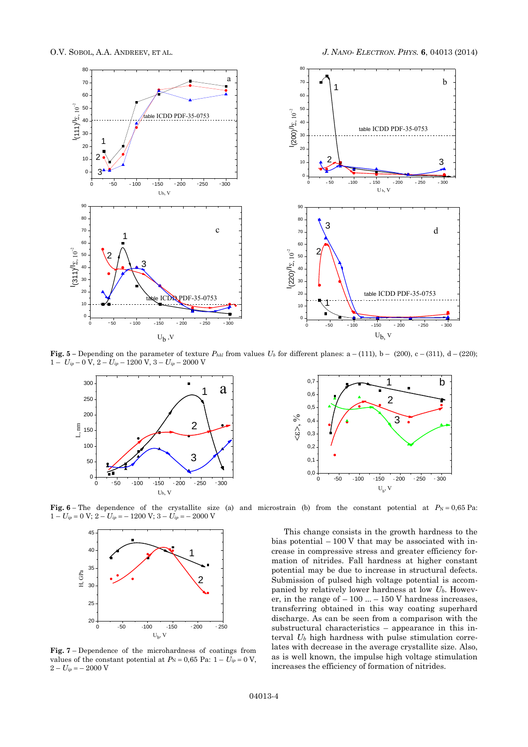**Fig. 5** – Depending on the parameter of texture $P_{hkl}$ from values $U_b$ for different planes: a – (111), b – (200), c – (311), d – (220); 1 – $U_{ip}$ – 0 V, 2 – $U_{ip}$ – 1200 V, 3 – $U_{ip}$ – 2000 V

**Fig. 6** – The dependence of the crystallite size (a) and microstrain (b) from the constant potential at $P_N = 0{,}65$ Pa: 1 – $U_{ip} = 0$ V; 2 – $U_{ip} = -1200$ V; 3 – $U_{ip} = -2000$ V

**Fig. 7** – Dependence of the microhardness of coatings from values of the constant potential at $P_N = 0{,}65$ Pa: 1 – $U_{ip} = 0$ V, 2 – $U_{ip} = -2000$ V

This change consists in the growth hardness to the bias potential – 100 V that may be associated with increase in compressive stress and greater efficiency formation of nitrides. Fall hardness at higher constant potential may be due to increase in structural defects. Submission of pulsed high voltage potential is accompanied by relatively lower hardness at low $U_b$. However, in the range of – 100 ... – 150 V hardness increases, transferring obtained in this way coating superhard discharge. As can be seen from a comparison with the substructural characteristics – appearance in this interval $U_b$ high hardness with pulse stimulation correlates with decrease in the average crystallite size. Also, as is well known, the impulse high voltage stimulation increases the efficiency of formation of nitrides.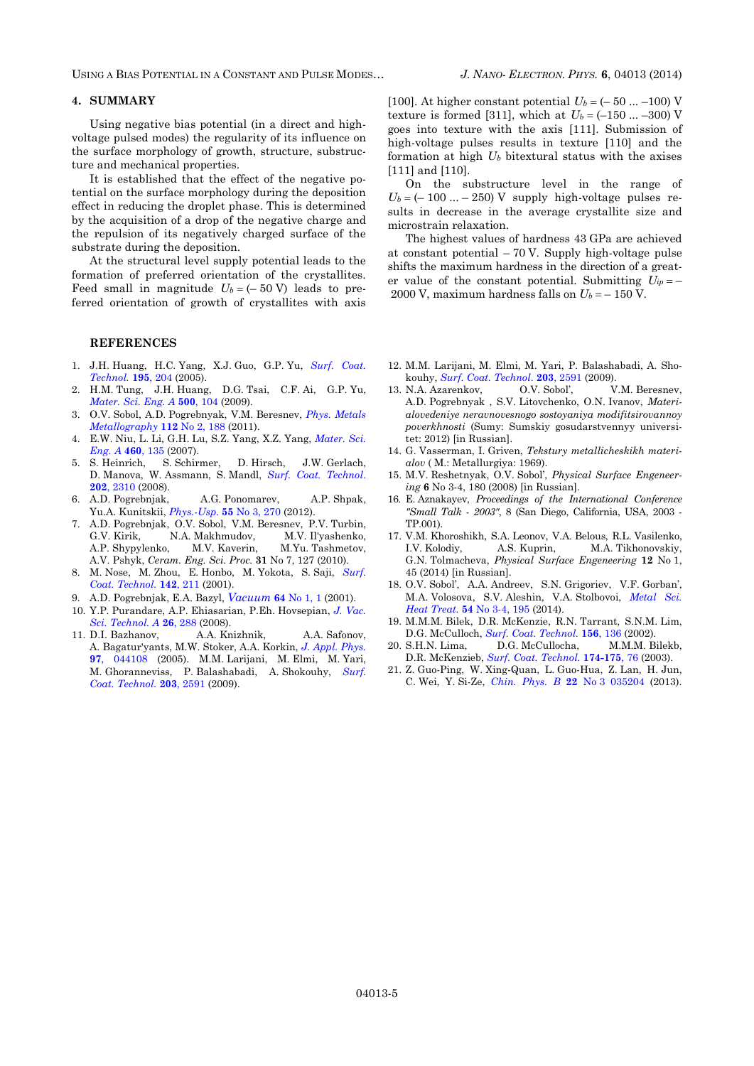## 4. SUMMARY

Using negative bias potential (in a direct and high-voltage pulsed modes) the regularity of its influence on the surface morphology of growth, structure, substructure and mechanical properties.

It is established that the effect of the negative potential on the surface morphology during the deposition effect in reducing the droplet phase. This is determined by the acquisition of a drop of the negative charge and the repulsion of its negatively charged surface of the substrate during the deposition.

At the structural level supply potential leads to the formation of preferred orientation of the crystallites. Feed small in magnitude $U_b = (-50\text{ V})$ leads to preferred orientation of growth of crystallites with axis [100]. At higher constant potential $U_b = (-50 \dots -100)$ V texture is formed [311], which at $U_b = (-150 \dots -300)$ V goes into texture with the axis [111]. Submission of high-voltage pulses results in texture [110] and the formation at high $U_b$ bitextural status with the axises [111] and [110].

On the substructure level in the range of $U_b = (-100 \dots -250)$ V supply high-voltage pulses results in decrease in the average crystallite size and microstrain relaxation.

The highest values of hardness 43 GPa are achieved at constant potential – 70 V. Supply high-voltage pulse shifts the maximum hardness in the direction of a greater value of the constant potential. Submitting $U_{ip} = -2000$ V, maximum hardness falls on $U_b = -150$ V.

## REFERENCES

1. J.H. Huang, H.C. Yang, X.J. Guo, G.P. Yu, *Surf. Coat. Technol.* **195**, 204 (2005).
2. H.M. Tung, J.H. Huang, D.G. Tsai, C.F. Ai, G.P. Yu, *Mater. Sci. Eng. A* **500**, 104 (2009).
3. O.V. Sobol, A.D. Pogrebnyak, V.M. Beresnev, *Phys. Metals Metallography* **112** No 2, 188 (2011).
4. E.W. Niu, L. Li, G.H. Lu, S.Z. Yang, X.Z. Yang, *Mater. Sci. Eng. A* **460**, 135 (2007).
5. S. Heinrich, S. Schirmer, D. Hirsch, J.W. Gerlach, D. Manova, W. Assmann, S. Mandl, *Surf. Coat. Technol.* **202**, 2310 (2008).
6. A.D. Pogrebnjak, A.G. Ponomarev, A.P. Shpak, Yu.A. Kunitskii, *Phys.-Usp.* **55** No 3, 270 (2012).
7. A.D. Pogrebnjak, O.V. Sobol, V.M. Beresnev, P.V. Turbin, G.V. Kirik, N.A. Makhmudov, M.V. Il'yashenko, A.P. Shypylenko, M.V. Kaverin, M.Yu. Tashmetov, A.V. Pshyk, *Ceram. Eng. Sci. Proc.* **31** No 7, 127 (2010).
8. M. Nose, M. Zhou, E. Honbo, M. Yokota, S. Saji, *Surf. Coat. Technol.* **142**, 211 (2001).
9. A.D. Pogrebnjak, E.A. Bazyl, *Vacuum* **64** No 1, 1 (2001).
10. Y.P. Purandare, A.P. Ehiasarian, P.Eh. Hovsepian, *J. Vac. Sci. Technol. A* **26**, 288 (2008).
11. D.I. Bazhanov, A.A. Knizhnik, A.A. Safonov, A. Bagatur'yants, M.W. Stoker, A.A. Korkin, *J. Appl. Phys.* **97**, 044108 (2005). M.M. Larijani, M. Elmi, M. Yari, M. Ghoranneviss, P. Balashabadi, A. Shokouhy, *Surf. Coat. Technol.* **203**, 2591 (2009).
12. M.M. Larijani, M. Elmi, M. Yari, P. Balashabadi, A. Shokouhy, *Surf. Coat. Technol.* **203**, 2591 (2009).
13. N.A. Azarenkov, O.V. Sobol', V.M. Beresnev, A.D. Pogrebnyak , S.V. Litovchenko, O.N. Ivanov, *Materialovedeniye neravnovesnogo sostoyaniya modifitsirovannoy poverkhnosti* (Sumy: Sumskiy gosudarstvennyy universitet: 2012) [in Russian].
14. G. Vasserman, I. Griven, *Tekstury metallicheskikh materialov* ( M.: Metallurgiya: 1969).
15. M.V. Reshetnyak, O.V. Sobol', *Physical Surface Engeneering* **6** No 3-4, 180 (2008) [in Russian].
16. E. Aznakayev, *Proceedings of the International Conference "Small Talk - 2003"*, 8 (San Diego, California, USA, 2003 - TP.001).
17. V.M. Khoroshikh, S.A. Leonov, V.A. Belous, R.L. Vasilenko, I.V. Kolodiy, A.S. Kuprin, M.A. Tikhonovskiy, G.N. Tolmacheva, *Physical Surface Engeneering* **12** No 1, 45 (2014) [in Russian].
18. O.V. Sobol', A.A. Andreev, S.N. Grigoriev, V.F. Gorban', M.A. Volosova, S.V. Aleshin, V.A. Stolbovoi, *Metal Sci. Heat Treat.* **54** No 3-4, 195 (2014).
19. M.M.M. Bilek, D.R. McKenzie, R.N. Tarrant, S.N.M. Lim, D.G. McCulloch, *Surf. Coat. Technol.* **156**, 136 (2002).
20. S.H.N. Lima, D.G. McCullocha, M.M.M. Bilekb, D.R. McKenzieb, *Surf. Coat. Technol.* **174-175**, 76 (2003).
21. Z. Guo-Ping, W. Xing-Quan, L. Guo-Hua, Z. Lan, H. Jun, C. Wei, Y. Si-Ze, *Chin. Phys. B* **22** No 3 035204 (2013).